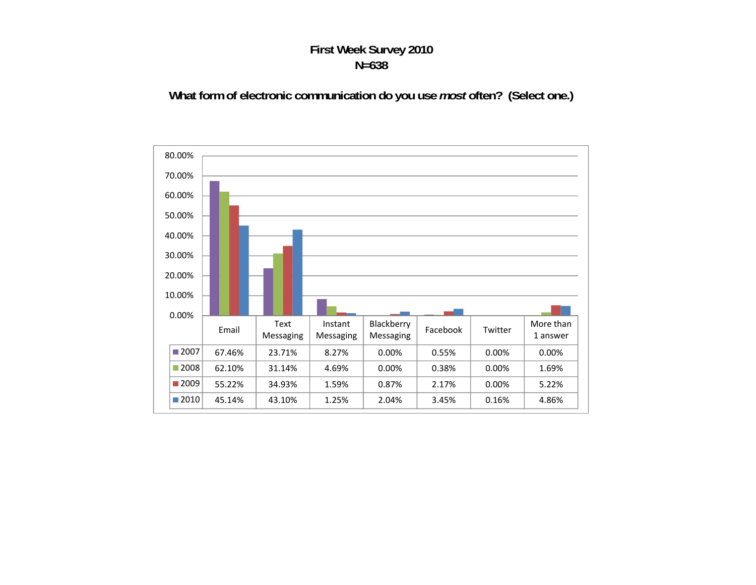# First Week Survey 2010
## N=638

### What form of electronic communication do you use *most* often? (Select one.)

| | Email | Text Messaging | Instant Messaging | Blackberry Messaging | Facebook | Twitter | More than 1 answer |
|---|---|---|---|---|---|---|---|
| 2007 | 67.46% | 23.71% | 8.27% | 0.00% | 0.55% | 0.00% | 0.00% |
| 2008 | 62.10% | 31.14% | 4.69% | 0.00% | 0.38% | 0.00% | 1.69% |
| 2009 | 55.22% | 34.93% | 1.59% | 0.87% | 2.17% | 0.00% | 5.22% |
| 2010 | 45.14% | 43.10% | 1.25% | 2.04% | 3.45% | 0.16% | 4.86% |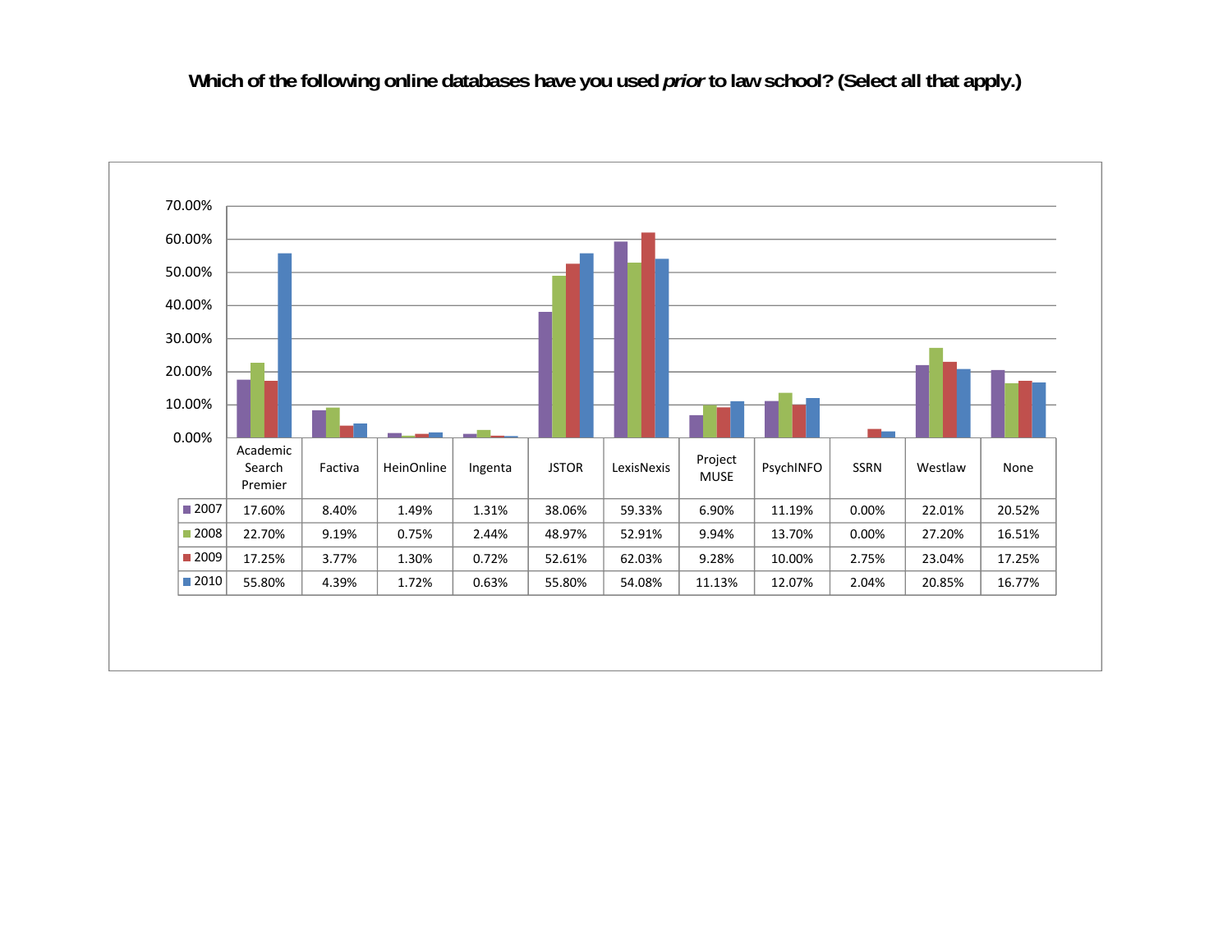**Which of the following online databases have you used *prior* to law school? (Select all that apply.)**

| | Academic Search Premier | Factiva | HeinOnline | Ingenta | JSTOR | LexisNexis | Project MUSE | PsychINFO | SSRN | Westlaw | None |
|---|---|---|---|---|---|---|---|---|---|---|---|
| 2007 | 17.60% | 8.40% | 1.49% | 1.31% | 38.06% | 59.33% | 6.90% | 11.19% | 0.00% | 22.01% | 20.52% |
| 2008 | 22.70% | 9.19% | 0.75% | 2.44% | 48.97% | 52.91% | 9.94% | 13.70% | 0.00% | 27.20% | 16.51% |
| 2009 | 17.25% | 3.77% | 1.30% | 0.72% | 52.61% | 62.03% | 9.28% | 10.00% | 2.75% | 23.04% | 17.25% |
| 2010 | 55.80% | 4.39% | 1.72% | 0.63% | 55.80% | 54.08% | 11.13% | 12.07% | 2.04% | 20.85% | 16.77% |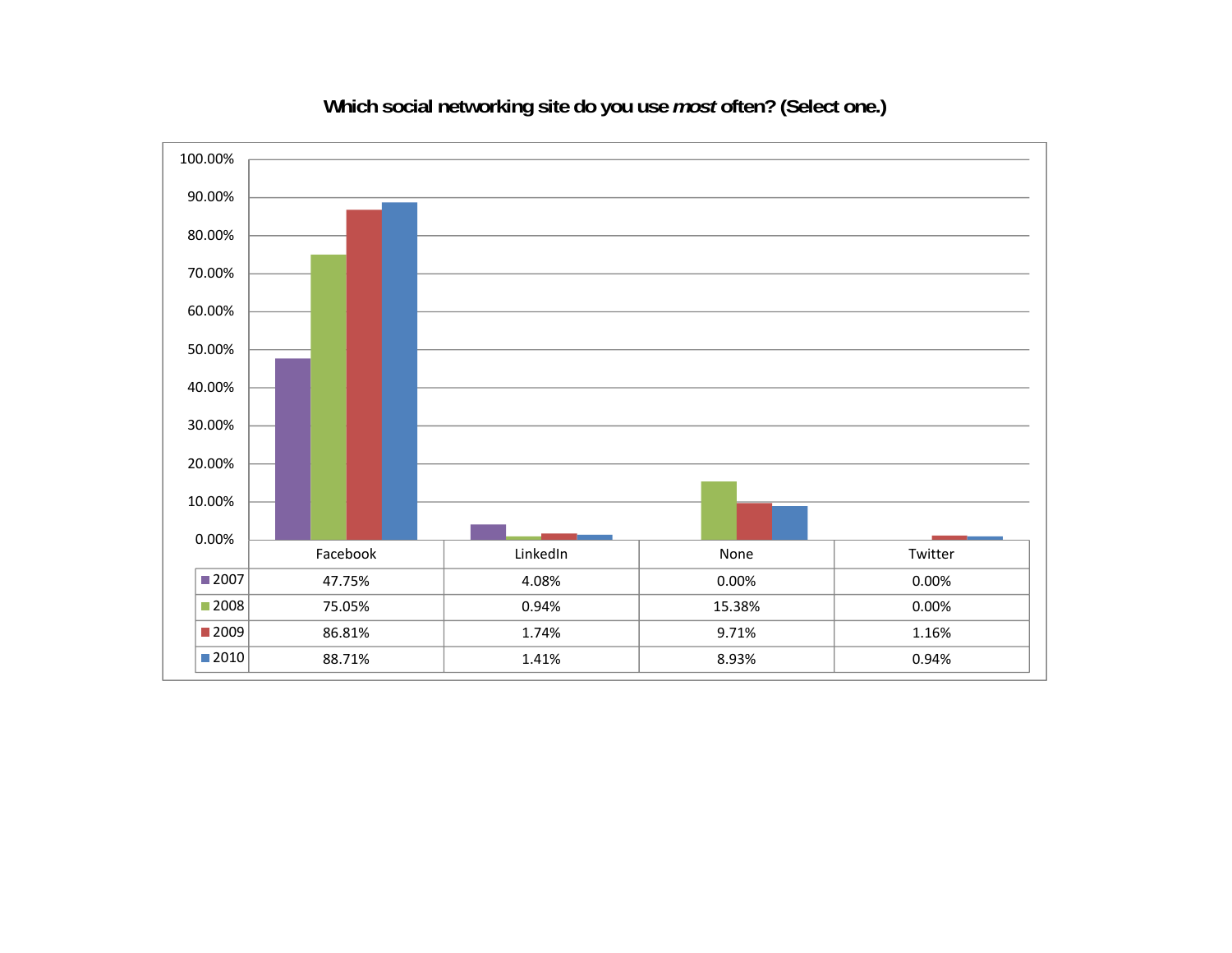**Which social networking site do you use *most* often? (Select one.)**

| | Facebook | LinkedIn | None | Twitter |
|---|---|---|---|---|
| 2007 | 47.75% | 4.08% | 0.00% | 0.00% |
| 2008 | 75.05% | 0.94% | 15.38% | 0.00% |
| 2009 | 86.81% | 1.74% | 9.71% | 1.16% |
| 2010 | 88.71% | 1.41% | 8.93% | 0.94% |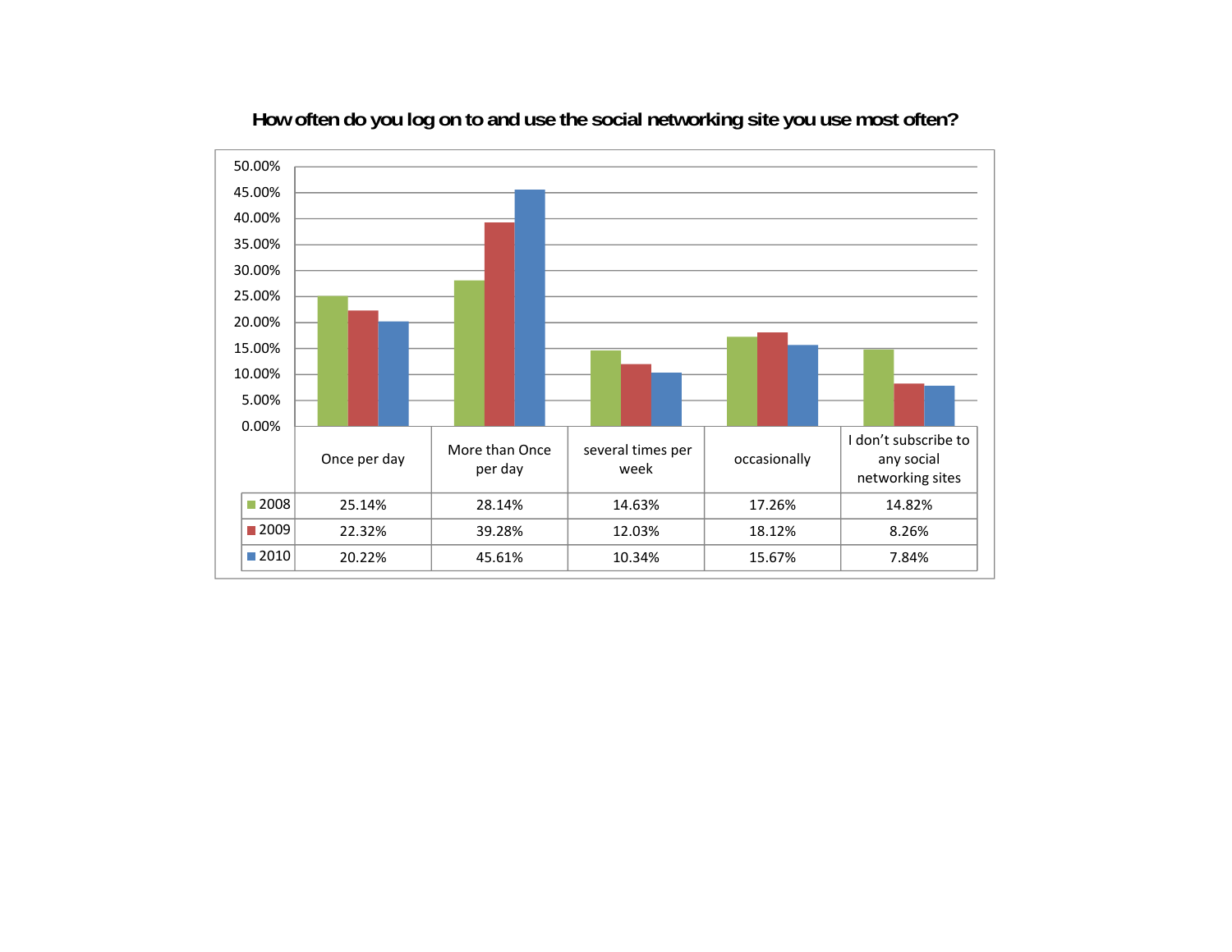**How often do you log on to and use the social networking site you use most often?**

| | Once per day | More than Once per day | several times per week | occasionally | I don't subscribe to any social networking sites |
|---|---|---|---|---|---|
| 2008 | 25.14% | 28.14% | 14.63% | 17.26% | 14.82% |
| 2009 | 22.32% | 39.28% | 12.03% | 18.12% | 8.26% |
| 2010 | 20.22% | 45.61% | 10.34% | 15.67% | 7.84% |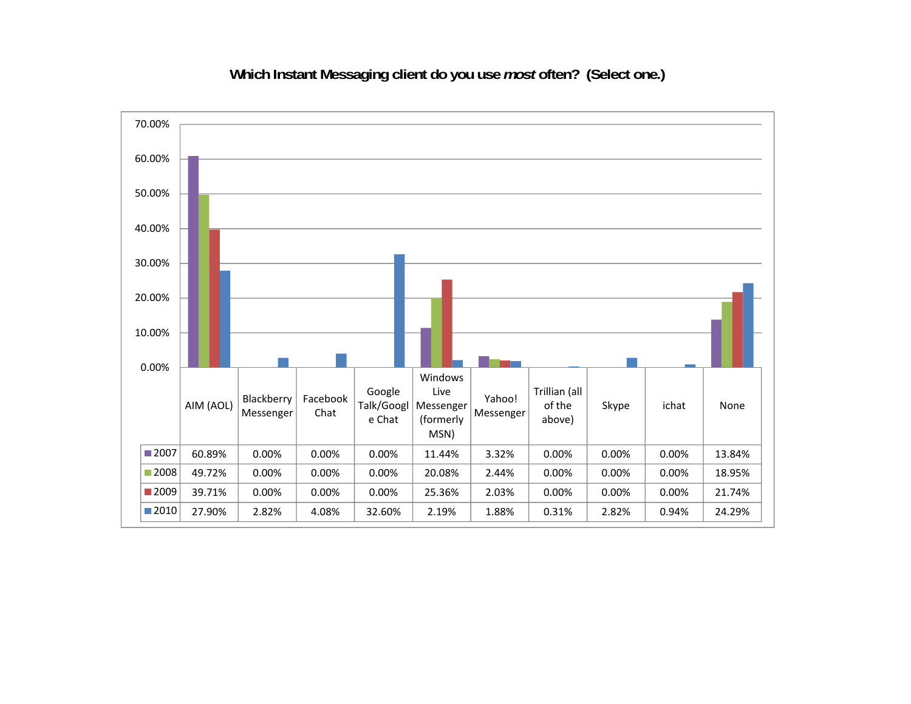**Which Instant Messaging client do you use *most* often? (Select one.)**

| | AIM (AOL) | Blackberry Messenger | Facebook Chat | Google Talk/Google Chat | Windows Live Messenger (formerly MSN) | Yahoo! Messenger | Trillian (all of the above) | Skype | ichat | None |
|---|---|---|---|---|---|---|---|---|---|---|
| 2007 | 60.89% | 0.00% | 0.00% | 0.00% | 11.44% | 3.32% | 0.00% | 0.00% | 0.00% | 13.84% |
| 2008 | 49.72% | 0.00% | 0.00% | 0.00% | 20.08% | 2.44% | 0.00% | 0.00% | 0.00% | 18.95% |
| 2009 | 39.71% | 0.00% | 0.00% | 0.00% | 25.36% | 2.03% | 0.00% | 0.00% | 0.00% | 21.74% |
| 2010 | 27.90% | 2.82% | 4.08% | 32.60% | 2.19% | 1.88% | 0.31% | 2.82% | 0.94% | 24.29% |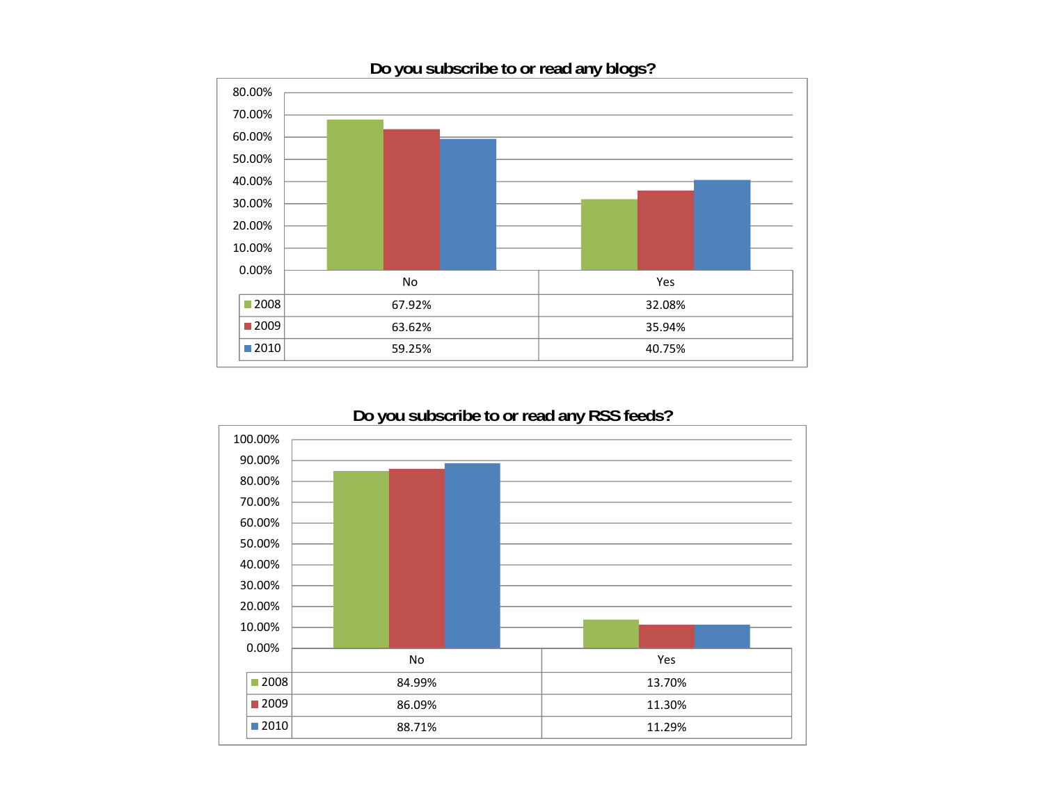## Do you subscribe to or read any blogs?

| | No | Yes |
|---|---|---|
| 2008 | 67.92% | 32.08% |
| 2009 | 63.62% | 35.94% |
| 2010 | 59.25% | 40.75% |

## Do you subscribe to or read any RSS feeds?

| | No | Yes |
|---|---|---|
| 2008 | 84.99% | 13.70% |
| 2009 | 86.09% | 11.30% |
| 2010 | 88.71% | 11.29% |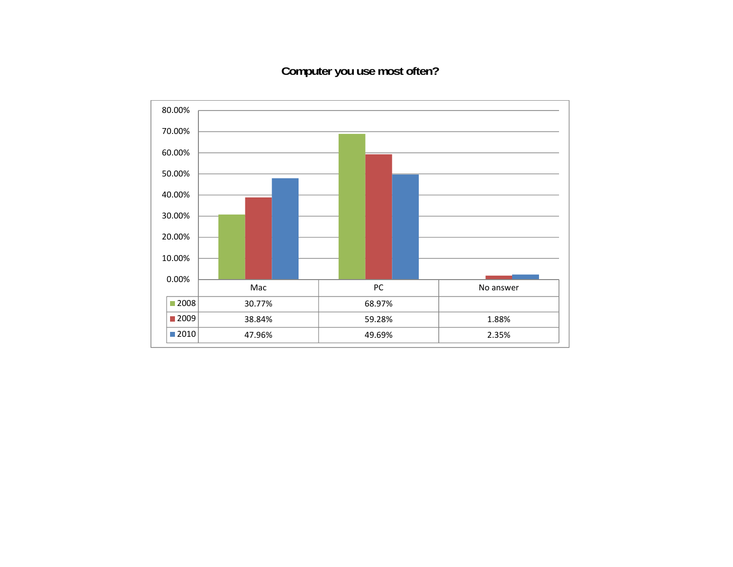## Computer you use most often?

| | Mac | PC | No answer |
|---|---|---|---|
| 2008 | 30.77% | 68.97% | |
| 2009 | 38.84% | 59.28% | 1.88% |
| 2010 | 47.96% | 49.69% | 2.35% |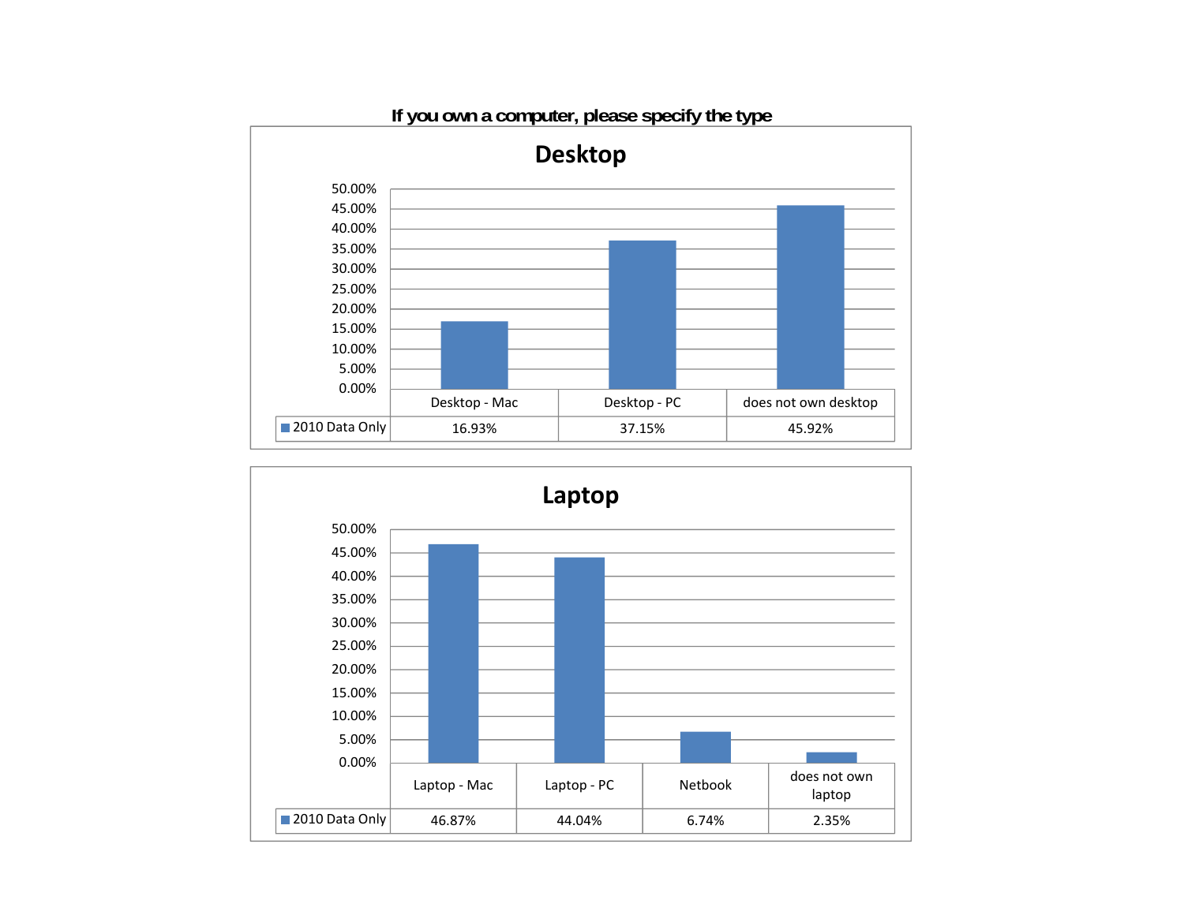**If you own a computer, please specify the type**

## Desktop

| | Desktop - Mac | Desktop - PC | does not own desktop |
|---|---|---|---|
| 2010 Data Only | 16.93% | 37.15% | 45.92% |

## Laptop

| | Laptop - Mac | Laptop - PC | Netbook | does not own laptop |
|---|---|---|---|---|
| 2010 Data Only | 46.87% | 44.04% | 6.74% | 2.35% |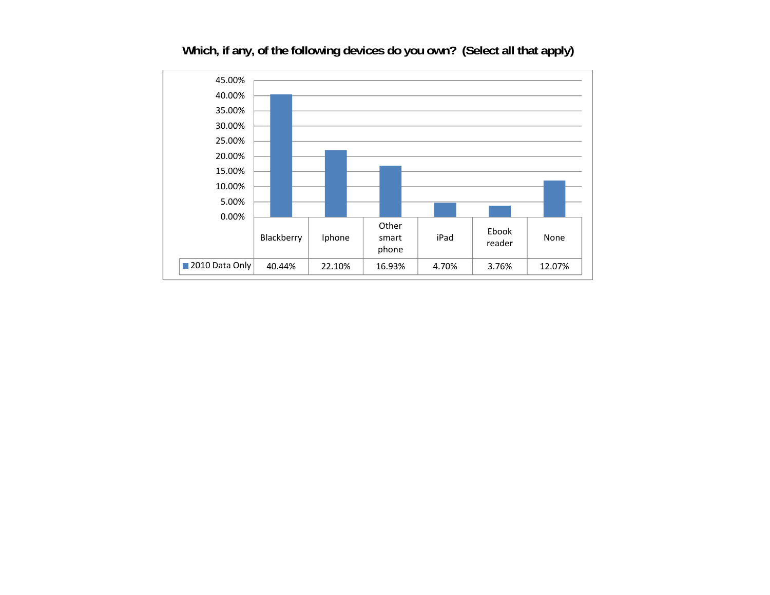# Which, if any, of the following devices do you own? (Select all that apply)

| | Blackberry | Iphone | Other smart phone | iPad | Ebook reader | None |
|---|---|---|---|---|---|---|
| 2010 Data Only | 40.44% | 22.10% | 16.93% | 4.70% | 3.76% | 12.07% |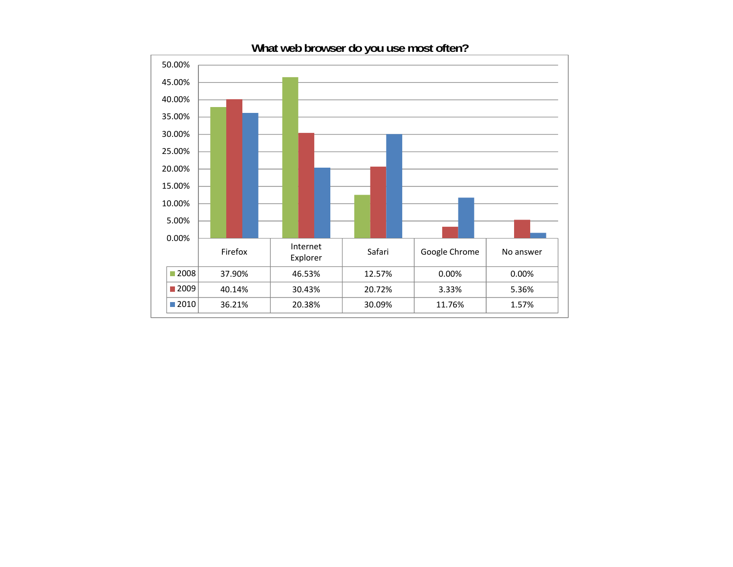**What web browser do you use most often?**

| | Firefox | Internet Explorer | Safari | Google Chrome | No answer |
|---|---|---|---|---|---|
| 2008 | 37.90% | 46.53% | 12.57% | 0.00% | 0.00% |
| 2009 | 40.14% | 30.43% | 20.72% | 3.33% | 5.36% |
| 2010 | 36.21% | 20.38% | 30.09% | 11.76% | 1.57% |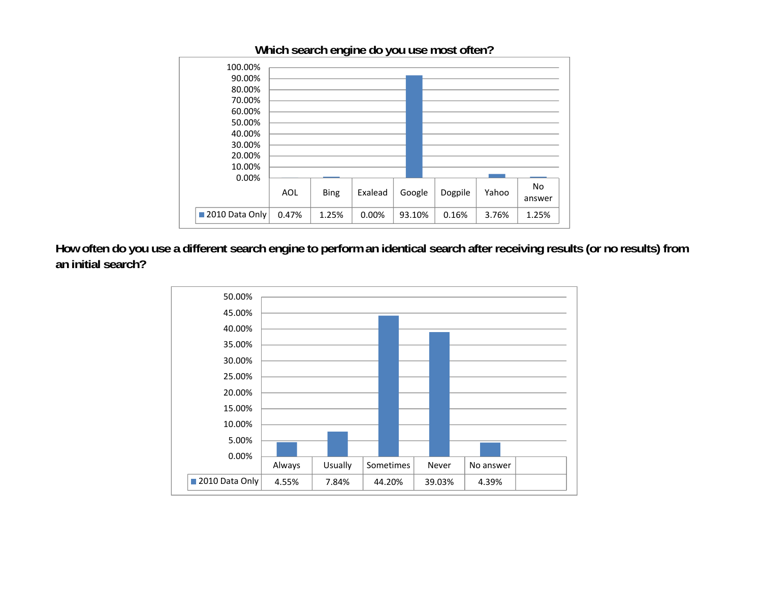**Which search engine do you use most often?**

| | AOL | Bing | Exalead | Google | Dogpile | Yahoo | No answer |
|---|---|---|---|---|---|---|---|
| 2010 Data Only | 0.47% | 1.25% | 0.00% | 93.10% | 0.16% | 3.76% | 1.25% |

**How often do you use a different search engine to perform an identical search after receiving results (or no results) from an initial search?**

| | Always | Usually | Sometimes | Never | No answer |
|---|---|---|---|---|---|
| 2010 Data Only | 4.55% | 7.84% | 44.20% | 39.03% | 4.39% |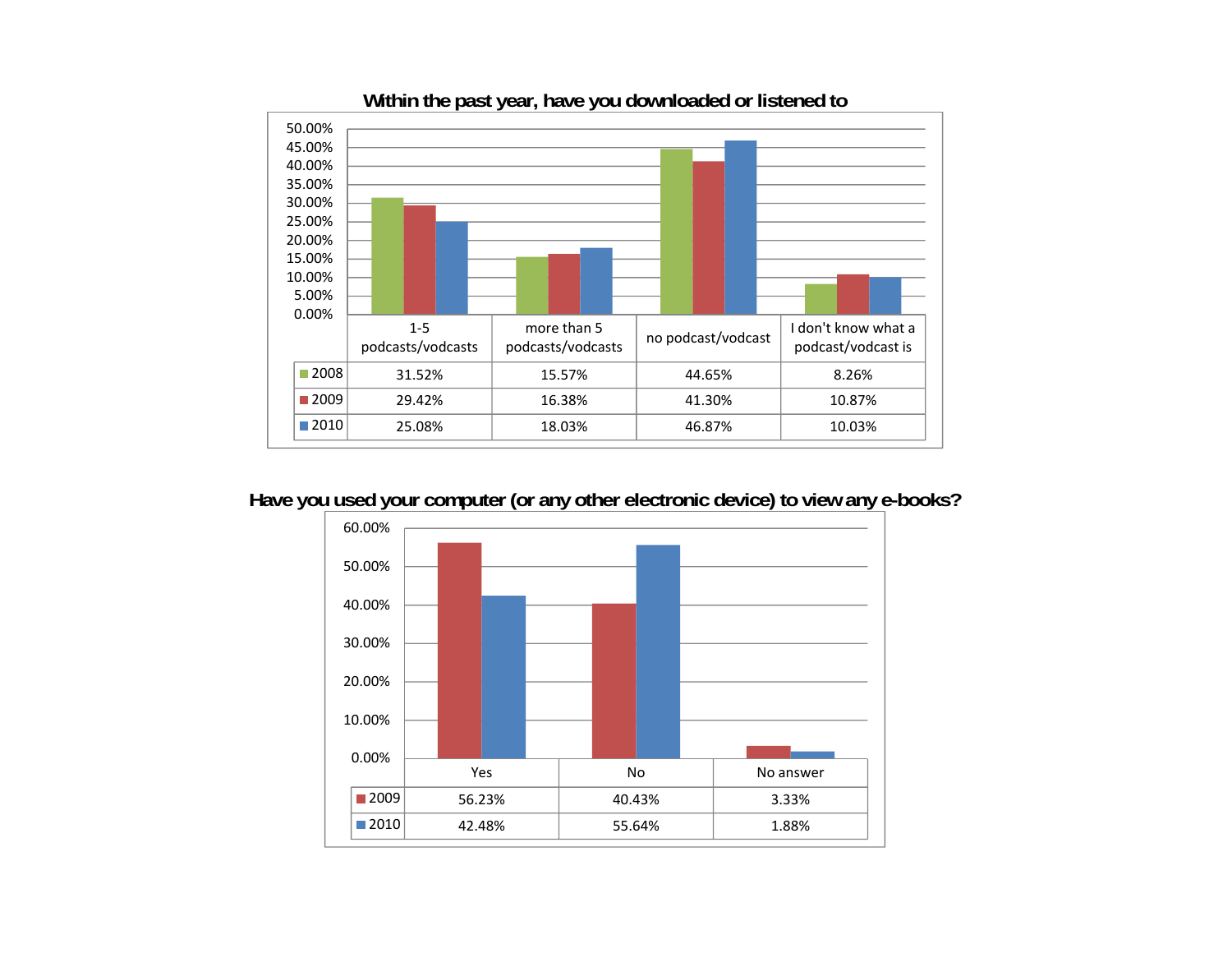## Within the past year, have you downloaded or listened to

| | 1-5 podcasts/vodcasts | more than 5 podcasts/vodcasts | no podcast/vodcast | I don't know what a podcast/vodcast is |
|---|---|---|---|---|
| 2008 | 31.52% | 15.57% | 44.65% | 8.26% |
| 2009 | 29.42% | 16.38% | 41.30% | 10.87% |
| 2010 | 25.08% | 18.03% | 46.87% | 10.03% |

## Have you used your computer (or any other electronic device) to view any e-books?

| | Yes | No | No answer |
|---|---|---|---|
| 2009 | 56.23% | 40.43% | 3.33% |
| 2010 | 42.48% | 55.64% | 1.88% |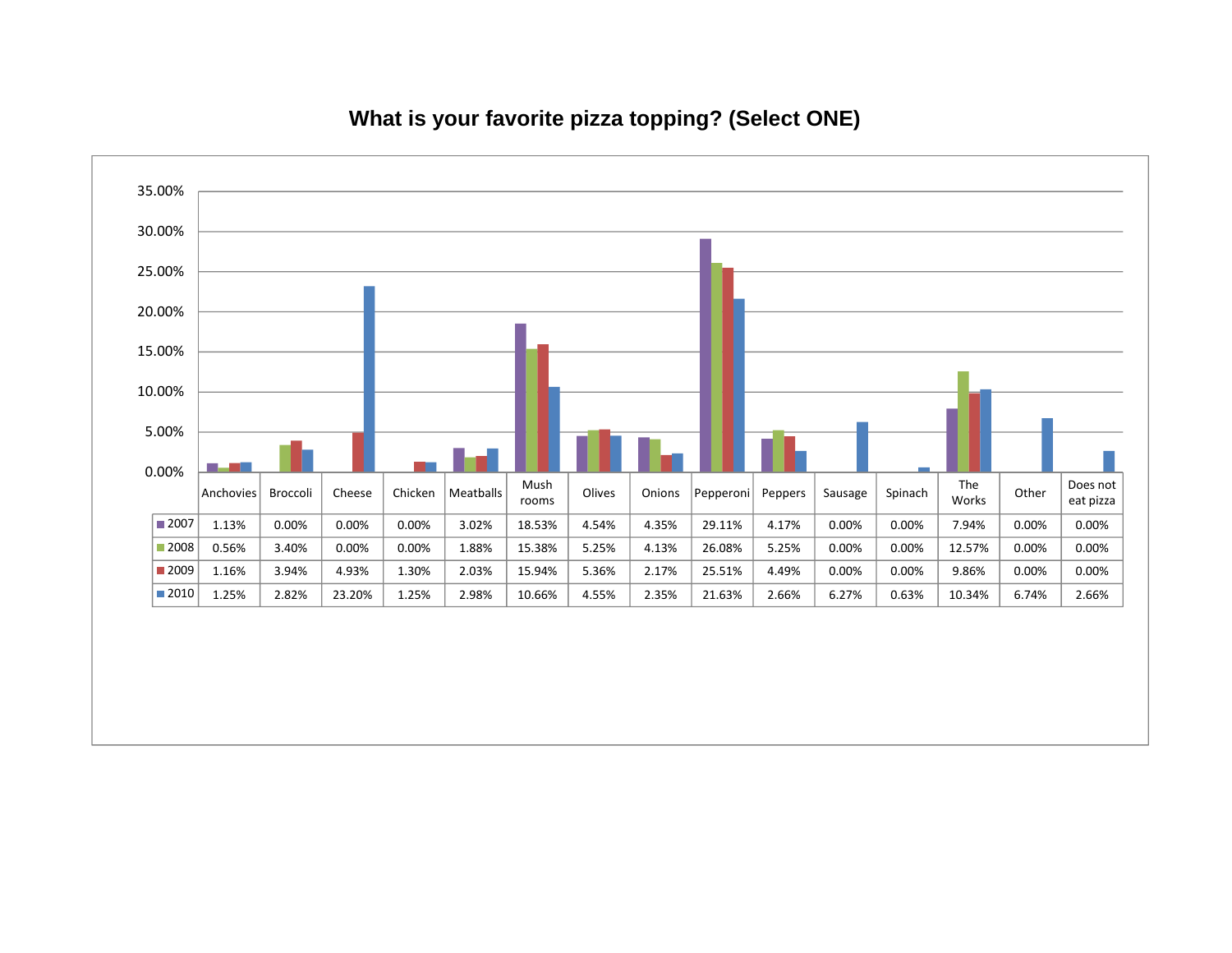# What is your favorite pizza topping? (Select ONE)

35.00%
30.00%
25.00%
20.00%
15.00%
10.00%
5.00%
0.00%

| | Anchovies | Broccoli | Cheese | Chicken | Meatballs | Mush rooms | Olives | Onions | Pepperoni | Peppers | Sausage | Spinach | The Works | Other | Does not eat pizza |
|---|---|---|---|---|---|---|---|---|---|---|---|---|---|---|---|
| 2007 | 1.13% | 0.00% | 0.00% | 0.00% | 3.02% | 18.53% | 4.54% | 4.35% | 29.11% | 4.17% | 0.00% | 0.00% | 7.94% | 0.00% | 0.00% |
| 2008 | 0.56% | 3.40% | 0.00% | 0.00% | 1.88% | 15.38% | 5.25% | 4.13% | 26.08% | 5.25% | 0.00% | 0.00% | 12.57% | 0.00% | 0.00% |
| 2009 | 1.16% | 3.94% | 4.93% | 1.30% | 2.03% | 15.94% | 5.36% | 2.17% | 25.51% | 4.49% | 0.00% | 0.00% | 9.86% | 0.00% | 0.00% |
| 2010 | 1.25% | 2.82% | 23.20% | 1.25% | 2.98% | 10.66% | 4.55% | 2.35% | 21.63% | 2.66% | 6.27% | 0.63% | 10.34% | 6.74% | 2.66% |